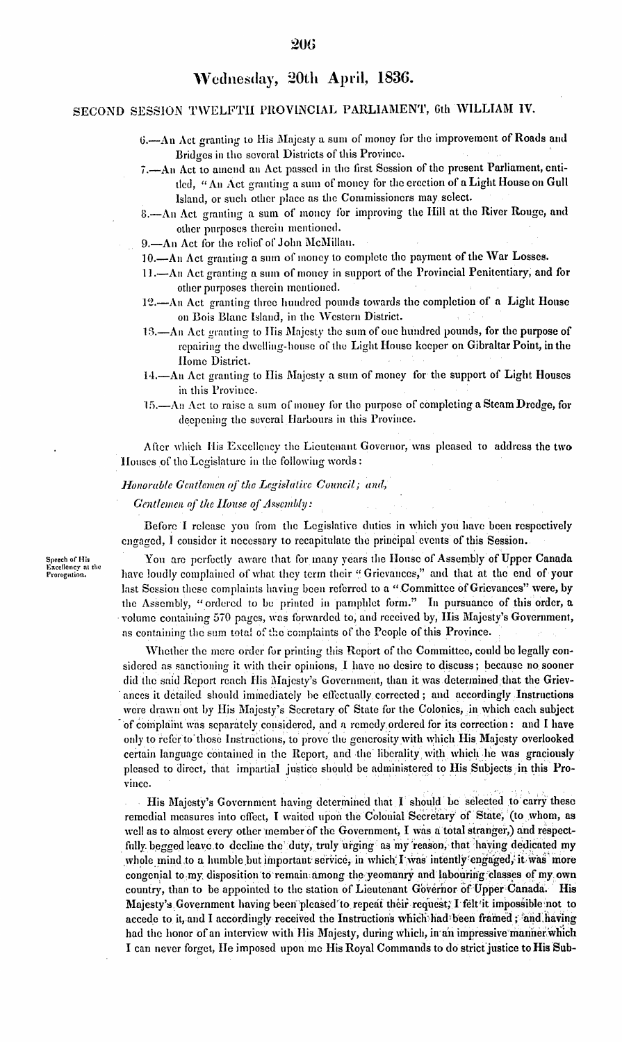## Wednesday, 20th April, 1836.

### SECOND SESSION TWELFTH PROVINCIAL PARLIAMENT, 6th WILLIAM IV.

6.—An Act granting to His Majesty a sum of money for the improvement of Roads and Bridges in the several Districts of this Province.

7.—An Act to amend an Act passed in the first Session of the present Parliament, entitled, "An Act granting a sum of money for the erection of a Light House on Gull Island, or such other place as the Commissioners may select.

8.—An Act granting a sum of money for improving the Hill at the River Rouge, and other purposes therein mentioned.

9.—An Act for the relief of John McMillan.

10.—An Act granting a sum of money to complete the payment of the War Losses.

11.—An Act granting a sum of money in support of the Provincial Penitentiary, and for other purposes therein mentioned.

12.—An Act granting three hundred pounds towards the completion of a Light House on Bois Blanc Island, in the Western District.

13.—An Act granting to His Majesty the sum of one hundred pounds, for the purpose of repairing the dwelling-house of the Light House keeper on Gibraltar Point, in the Home District.

14.—An Act granting to His Majesty a sum of money for the support of Light Houses in this Province.

15.—An Act to raise a sum of money for the purpose of completing a Steam Dredge, for deepening the several Harbours in this Province.

After which His Excellency the Lieutenant Governor, was pleased to address the two Houses of the Legislature in the following words:

*Honorable Gentlemen of the Legislative Council; and,*

*Gentlemen of the House of Assembly:*

Before I release you from the Legislative duties in which you have been respectively engaged, I consider it necessary to recapitulate the principal events of this Session.

Speech of His Excellency at the Prorogation.

You are perfectly aware that for many years the House of Assembly of Upper Canada have loudly complained of what they term their "Grievances," and that at the end of your last Session these complaints having been referred to a "Committee of Grievances" were, by the Assembly, "ordered to be printed in pamphlet form." In pursuance of this order, a volume containing 570 pages, was forwarded to, and received by, His Majesty's Government, as containing the sum total of the complaints of the People of this Province.

Whether the mere order for printing this Report of the Committee, could be legally considered as sanctioning it with their opinions, I have no desire to discuss; because no sooner did the said Report reach His Majesty's Government, than it was determined that the Grievances it detailed should immediately be effectually corrected; and accordingly Instructions were drawn out by His Majesty's Secretary of State for the Colonies, in which each subject of complaint was separately considered, and a remedy ordered for its correction: and I have only to refer to those Instructions, to prove the generosity with which His Majesty overlooked certain language contained in the Report, and the liberality with which he was graciously pleased to direct, that impartial justice should be administered to His Subjects in this Province.

His Majesty's Government having determined that I should be selected to carry these remedial measures into effect, I waited upon the Colonial Secretary of State, (to whom, as well as to almost every other member of the Government, I was a total stranger,) and respectfully begged leave to decline the duty, truly urging as my reason, that having dedicated my whole mind to a humble but important service, in which I was intently engaged, it was more congenial to my disposition to remain among the yeomanry and labouring classes of my own country, than to be appointed to the station of Lieutenant Governor of Upper Canada. His Majesty's Government having been pleased to repeat their request, I felt it impossible not to accede to it, and I accordingly received the Instructions which had been framed; and having had the honor of an interview with His Majesty, during which, in an impressive manner which I can never forget, He imposed upon me His Royal Commands to do strict justice to His Sub-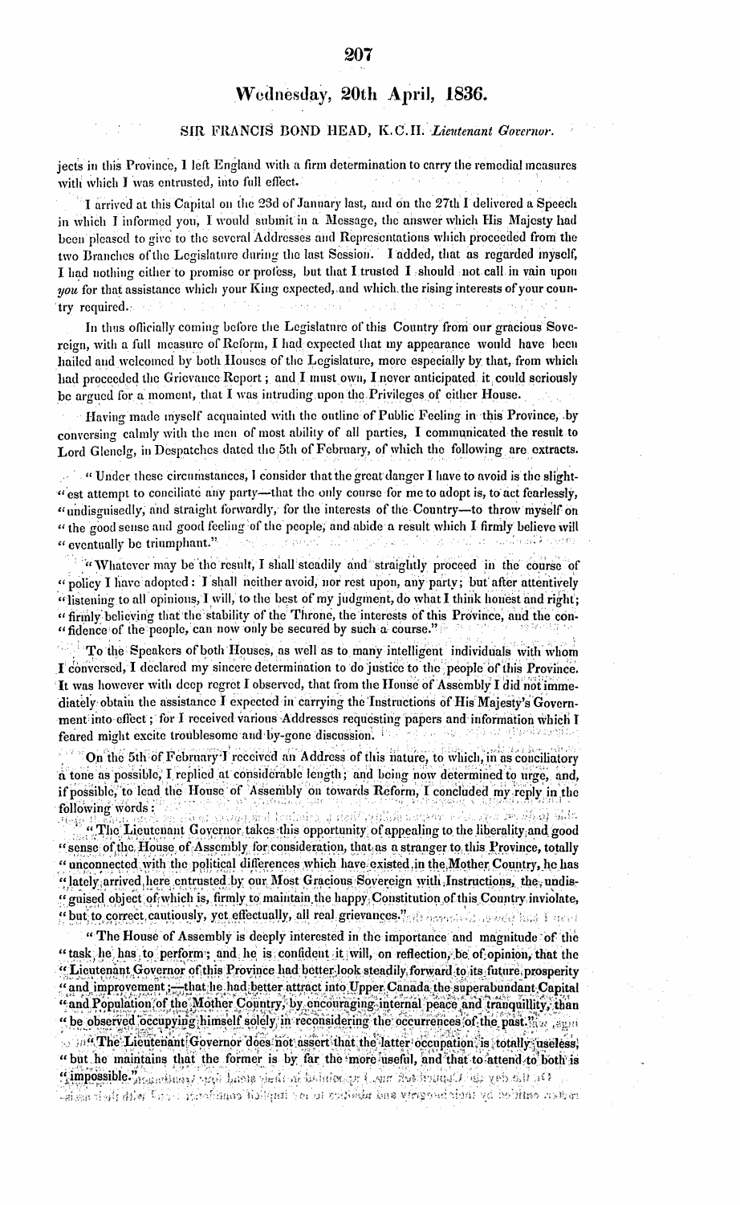## Wednesday, 20th April, 1836.

### SIR FRANCIS BOND HEAD, K.C.H. *Lieutenant Governor.*

jects in this Province, I left England with a firm determination to carry the remedial measures with which I was entrusted, into full effect.

I arrived at this Capital on the 23d of January last, and on the 27th I delivered a Speech in which I informed you, I would submit in a Message, the answer which His Majesty had been pleased to give to the several Addresses and Representations which proceeded from the two Branches of the Legislature during the last Session. I added, that as regarded myself, I had nothing either to promise or profess, but that I trusted I should not call in vain upon *you* for that assistance which your King expected, and which the rising interests of your country required.

In thus officially coming before the Legislature of this Country from our gracious Sovereign, with a full measure of Reform, I had expected that my appearance would have been hailed and welcomed by both Houses of the Legislature, more especially by that, from which had proceeded the Grievance Report; and I must own, I never anticipated it could seriously be argued for a moment, that I was intruding upon the Privileges of either House.

Having made myself acquainted with the outline of Public Feeling in this Province, by conversing calmly with the men of most ability of all parties, I communicated the result to Lord Glenelg, in Despatches dated the 5th of February, of which the following are extracts.

"Under these circumstances, I consider that the great danger I have to avoid is the slight-"est attempt to conciliate any party—that the only course for me to adopt is, to act fearlessly, "undisguisedly, and straight forwardly, for the interests of the Country—to throw myself on "the good sense and good feeling of the people, and abide a result which I firmly believe will "eventually be triumphant."

"Whatever may be the result, I shall steadily and straightly proceed in the course of "policy I have adopted: I shall neither avoid, nor rest upon, any party; but after attentively "listening to all opinions, I will, to the best of my judgment, do what I think honest and right; "firmly believing that the stability of the Throne, the interests of this Province, and the con-"fidence of the people, can now only be secured by such a course."

To the Speakers of both Houses, as well as to many intelligent individuals with whom I conversed, I declared my sincere determination to do justice to the people of this Province. It was however with deep regret I observed, that from the House of Assembly I did not immediately obtain the assistance I expected in carrying the Instructions of His Majesty's Government into effect; for I received various Addresses requesting papers and information which I feared might excite troublesome and by-gone discussion.

On the 5th of February I received an Address of this nature, to which, in as conciliatory a tone as possible, I replied at considerable length; and being now determined to urge, and, if possible, to lead the House of Assembly on towards Reform, I concluded my reply in the following words:

"The Lieutenant Governor takes this opportunity of appealing to the liberality and good "sense of the House of Assembly for consideration, that as a stranger to this Province, totally "unconnected with the political differences which have existed in the Mother Country, he has "lately arrived here entrusted by our Most Gracious Sovereign with Instructions, the undis-"guised object of which is, firmly to maintain the happy Constitution of this Country inviolate, "but to correct cautiously, yet effectually, all real grievances."

"The House of Assembly is deeply interested in the importance and magnitude of the "task he has to perform; and he is confident it will, on reflection, be of opinion, that the "Lieutenant Governor of this Province had better look steadily forward to its future prosperity "and improvement;—that he had better attract into Upper Canada the superabundant Capital "and Population of the Mother Country, by encouraging internal peace and tranquillity, than "be observed occupying himself solely in reconsidering the occurrences of the past."

"The Lieutenant Governor does not assert that the latter occupation is totally useless, "but he maintains that the former is by far the more useful, and that to attend to both is "impossible."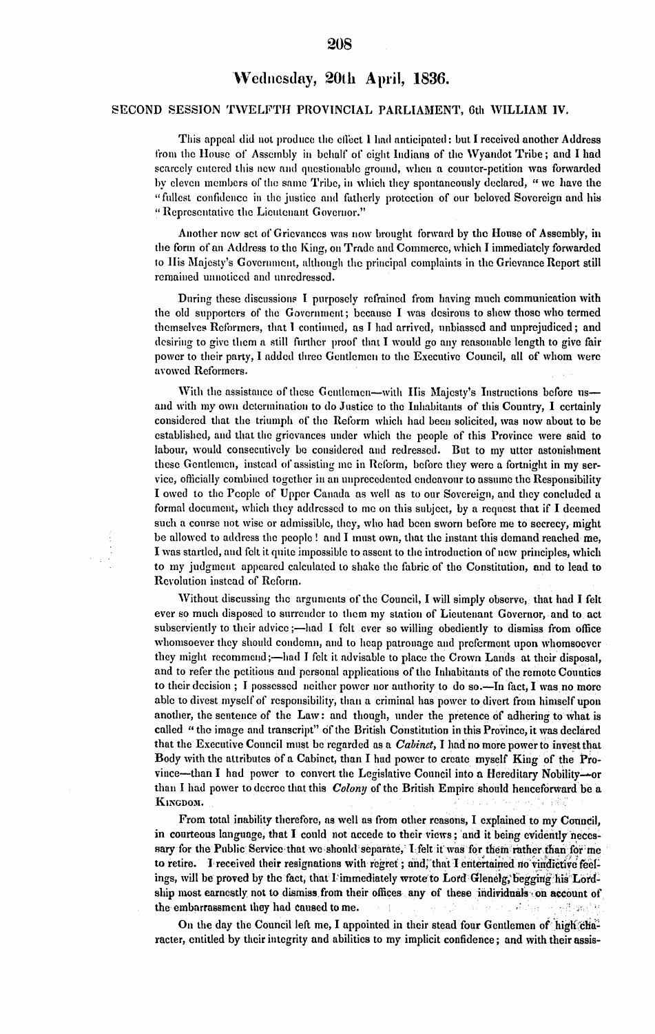## Wednesday, 20th April, 1836.

### SECOND SESSION TWELFTH PROVINCIAL PARLIAMENT, 6th WILLIAM IV.

This appeal did not produce the effect I had anticipated: but I received another Address from the House of Assembly in behalf of eight Indians of the Wyandot Tribe; and I had scarcely entered this new and questionable ground, when a counter-petition was forwarded by eleven members of the same Tribe, in which they spontaneously declared, "we have the "fullest confidence in the justice and fatherly protection of our beloved Sovereign and his "Representative the Lieutenant Governor."

Another new set of Grievances was now brought forward by the House of Assembly, in the form of an Address to the King, on Trade and Commerce, which I immediately forwarded to His Majesty's Government, although the principal complaints in the Grievance Report still remained unnoticed and unredressed.

During these discussions I purposely refrained from having much communication with the old supporters of the Government; because I was desirous to shew those who termed themselves Reformers, that I continued, as I had arrived, unbiassed and unprejudiced; and desiring to give them a still further proof that I would go any reasonable length to give fair power to their party, I added three Gentlemen to the Executive Council, all of whom were avowed Reformers.

With the assistance of these Gentlemen—with His Majesty's Instructions before us—and with my own determination to do Justice to the Inhabitants of this Country, I certainly considered that the triumph of the Reform which had been solicited, was now about to be established, and that the grievances under which the people of this Province were said to labour, would consecutively be considered and redressed. But to my utter astonishment these Gentlemen, instead of assisting me in Reform, before they were a fortnight in my service, officially combined together in an unprecedented endeavour to assume the Responsibility I owed to the People of Upper Canada as well as to our Sovereign, and they concluded a formal document, which they addressed to me on this subject, by a request that if I deemed such a course not wise or admissible, they, who had been sworn before me to secrecy, might be allowed to address the people! and I must own, that the instant this demand reached me, I was startled, and felt it quite impossible to assent to the introduction of new principles, which to my judgment appeared calculated to shake the fabric of the Constitution, and to lead to Revolution instead of Reform.

Without discussing the arguments of the Council, I will simply observe, that had I felt ever so much disposed to surrender to them my station of Lieutenant Governor, and to act subserviently to their advice;—had I felt ever so willing obediently to dismiss from office whomsoever they should condemn, and to heap patronage and preferment upon whomsoever they might recommend;—had I felt it advisable to place the Crown Lands at their disposal, and to refer the petitions and personal applications of the Inhabitants of the remote Counties to their decision; I possessed neither power nor authority to do so.—In fact, I was no more able to divest myself of responsibility, than a criminal has power to divert from himself upon another, the sentence of the Law: and though, under the pretence of adhering to what is called "the image and transcript" of the British Constitution in this Province, it was declared that the Executive Council must be regarded as a *Cabinet*, I had no more power to invest that Body with the attributes of a Cabinet, than I had power to create myself King of the Province—than I had power to convert the Legislative Council into a Hereditary Nobility—or than I had power to decree that this *Colony* of the British Empire should henceforward be a KINGDOM.

From total inability therefore, as well as from other reasons, I explained to my Council, in courteous language, that I could not accede to their views; and it being evidently necessary for the Public Service that we should separate, I felt it was for them rather than for me to retire. I received their resignations with regret; and, that I entertained no vindictive feelings, will be proved by the fact, that I immediately wrote to Lord Glenelg, begging his Lordship most earnestly not to dismiss from their offices any of these individuals on account of the embarrassment they had caused to me.

On the day the Council left me, I appointed in their stead four Gentlemen of high character, entitled by their integrity and abilities to my implicit confidence; and with their assis-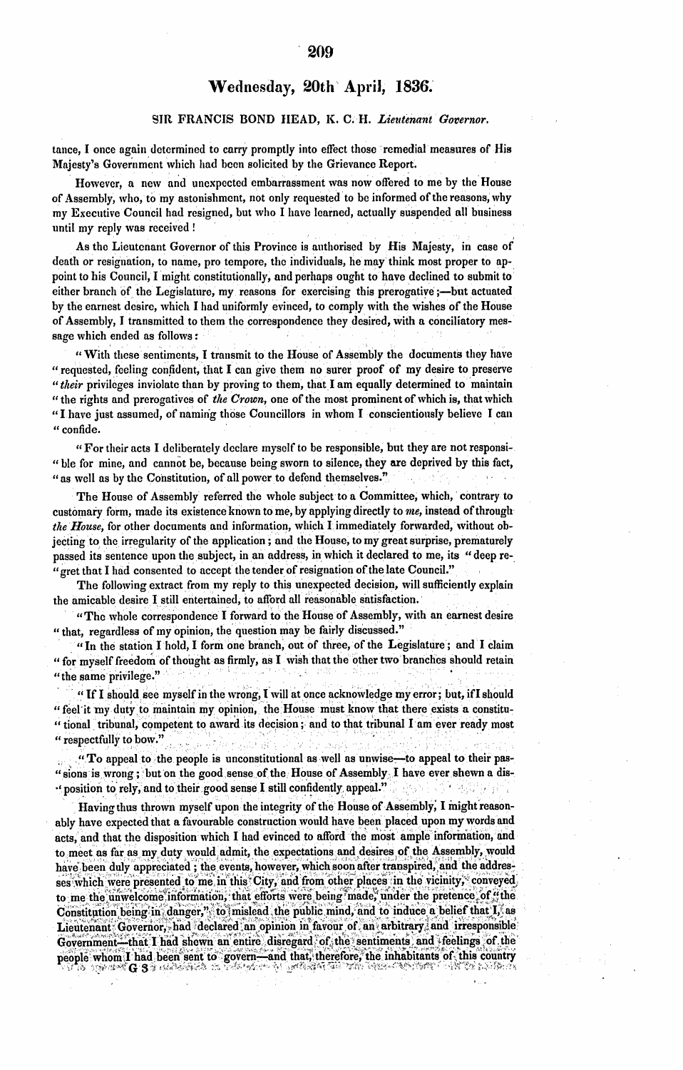## Wednesday, 20th April, 1836.

SIR FRANCIS BOND HEAD, K. C. H. *Lieutenant Governor.*

tance, I once again determined to carry promptly into effect those remedial measures of His Majesty's Government which had been solicited by the Grievance Report.

However, a new and unexpected embarrassment was now offered to me by the House of Assembly, who, to my astonishment, not only requested to be informed of the reasons, why my Executive Council had resigned, but who I have learned, actually suspended all business until my reply was received!

As the Lieutenant Governor of this Province is authorised by His Majesty, in case of death or resignation, to name, pro tempore, the individuals, he may think most proper to appoint to his Council, I might constitutionally, and perhaps ought to have declined to submit to either branch of the Legislature, my reasons for exercising this prerogative;—but actuated by the earnest desire, which I had uniformly evinced, to comply with the wishes of the House of Assembly, I transmitted to them the correspondence they desired, with a conciliatory message which ended as follows:

"With these sentiments, I transmit to the House of Assembly the documents they have "requested, feeling confident, that I can give them no surer proof of my desire to preserve "*their* privileges inviolate than by proving to them, that I am equally determined to maintain "the rights and prerogatives of *the Crown*, one of the most prominent of which is, that which "I have just assumed, of naming those Councillors in whom I conscientiously believe I can "confide.

"For their acts I deliberately declare myself to be responsible, but they are not responsi- "ble for mine, and cannot be, because being sworn to silence, they are deprived by this fact, "as well as by the Constitution, of all power to defend themselves."

The House of Assembly referred the whole subject to a Committee, which, contrary to customary form, made its existence known to me, by applying directly to *me*, instead of through *the House*, for other documents and information, which I immediately forwarded, without objecting to the irregularity of the application; and the House, to my great surprise, prematurely passed its sentence upon the subject, in an address, in which it declared to me, its "deep re- "gret that I had consented to accept the tender of resignation of the late Council."

The following extract from my reply to this unexpected decision, will sufficiently explain the amicable desire I still entertained, to afford all reasonable satisfaction.

"The whole correspondence I forward to the House of Assembly, with an earnest desire "that, regardless of my opinion, the question may be fairly discussed."

"In the station I hold, I form one branch, out of three, of the Legislature; and I claim "for myself freedom of thought as firmly, as I wish that the other two branches should retain "the same privilege."

"If I should see myself in the wrong, I will at once acknowledge my error; but, if I should "feel it my duty to maintain my opinion, the House must know that there exists a constitu- "tional tribunal, competent to award its decision; and to that tribunal I am ever ready most "respectfully to bow."

"To appeal to the people is unconstitutional as well as unwise—to appeal to their pas- "sions is wrong; but on the good sense of the House of Assembly I have ever shewn a dis- "position to rely, and to their good sense I still confidently appeal."

Having thus thrown myself upon the integrity of the House of Assembly, I might reasonably have expected that a favourable construction would have been placed upon my words and acts, and that the disposition which I had evinced to afford the most ample information, and to meet as far as my duty would admit, the expectations and desires of the Assembly, would have been duly appreciated; the events, however, which soon after transpired, and the addresses which were presented to me in this City, and from other places in the vicinity, conveyed to me the unwelcome information, that efforts were being made, under the pretence of "the Constitution being in danger," to mislead the public mind, and to induce a belief that I, as Lieutenant Governor, had declared an opinion in favour of an arbitrary and irresponsible Government—that I had shewn an entire disregard of the sentiments and feelings of the people whom I had been sent to govern—and that, therefore, the inhabitants of this country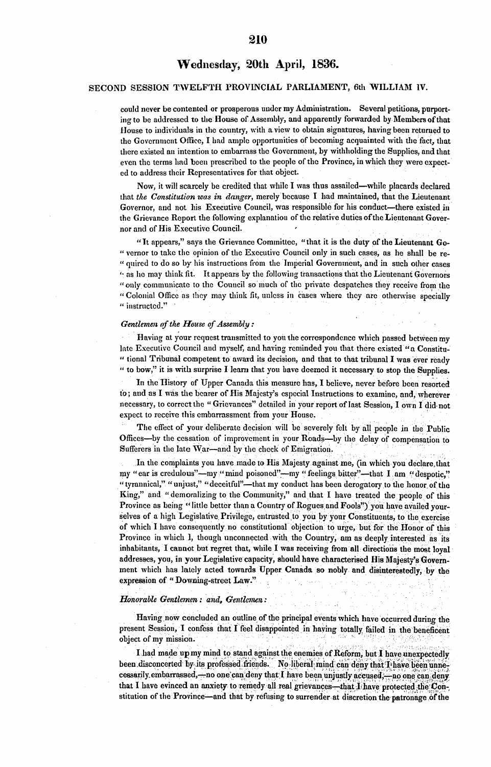## Wednesday, 20th April, 1836.

### SECOND SESSION TWELFTH PROVINCIAL PARLIAMENT, 6th WILLIAM IV.

could never be contented or prosperous under my Administration. Several petitions, purporting to be addressed to the House of Assembly, and apparently forwarded by Members of that House to individuals in the country, with a view to obtain signatures, having been returned to the Government Office, I had ample opportunities of becoming acquainted with the fact, that there existed an intention to embarrass the Government, by withholding the Supplies, and that even the terms had been prescribed to the people of the Province, in which they were expected to address their Representatives for that object.

Now, it will scarcely be credited that while I was thus assailed—while placards declared that *the Constitution was in danger*, merely because I had maintained, that the Lieutenant Governor, and not his Executive Council, was responsible for his conduct—there existed in the Grievance Report the following explanation of the relative duties of the Lieutenant Governor and of His Executive Council.

"It appears," says the Grievance Committee, "that it is the duty of the Lieutenant Governor to take the opinion of the Executive Council only in such cases, as he shall be required to do so by his instructions from the Imperial Government, and in such other cases as he may think fit. It appears by the following transactions that the Lieutenant Governors only communicate to the Council so much of the private despatches they receive from the Colonial Office as they may think fit, unless in cases where they are otherwise specially instructed."

*Gentlemen of the House of Assembly:*

Having at your request transmitted to you the correspondence which passed between my late Executive Council and myself, and having reminded you that there existed "a Constitutional Tribunal competent to award its decision, and that to that tribunal I was ever ready to bow," it is with surprise I learn that you have deemed it necessary to stop the Supplies.

In the History of Upper Canada this measure has, I believe, never before been resorted to; and as I was the bearer of His Majesty's especial Instructions to examine, and, wherever necessary, to correct the "Grievances" detailed in your report of last Session, I own I did not expect to receive this embarrassment from your House.

The effect of your deliberate decision will be severely felt by all people in the Public Offices—by the cessation of improvement in your Roads—by the delay of compensation to Sufferers in the late War—and by the check of Emigration.

In the complaints you have made to His Majesty against me, (in which you declare that my "ear is credulous"—my "mind poisoned"—my "feelings bitter"—that I am "despotic," "tyrannical," "unjust," "deceitful"—that my conduct has been derogatory to the honor of the King," and "demoralizing to the Community," and that I have treated the people of this Province as being "little better than a Country of Rogues and Fools") you have availed yourselves of a high Legislative Privilege, entrusted to you by your Constituents, to the exercise of which I have consequently no constitutional objection to urge, but for the Honor of this Province in which I, though unconnected with the Country, am as deeply interested as its inhabitants, I cannot but regret that, while I was receiving from all directions the most loyal addresses, you, in your Legislative capacity, should have characterised His Majesty's Government which has lately acted towards Upper Canada so nobly and disinterestedly, by the expression of "Downing-street Law."

*Honorable Gentlemen: and, Gentlemen:*

Having now concluded an outline of the principal events which have occurred during the present Session, I confess that I feel disappointed in having totally failed in the beneficent object of my mission.

I had made up my mind to stand against the enemies of Reform, but I have unexpectedly been disconcerted by its professed friends. No liberal mind can deny that I have been unnecessarily embarrassed,—no one can deny that I have been unjustly accused,—no one can deny that I have evinced an anxiety to remedy all real grievances—that I have protected the Constitution of the Province—and that by refusing to surrender at discretion the patronage of the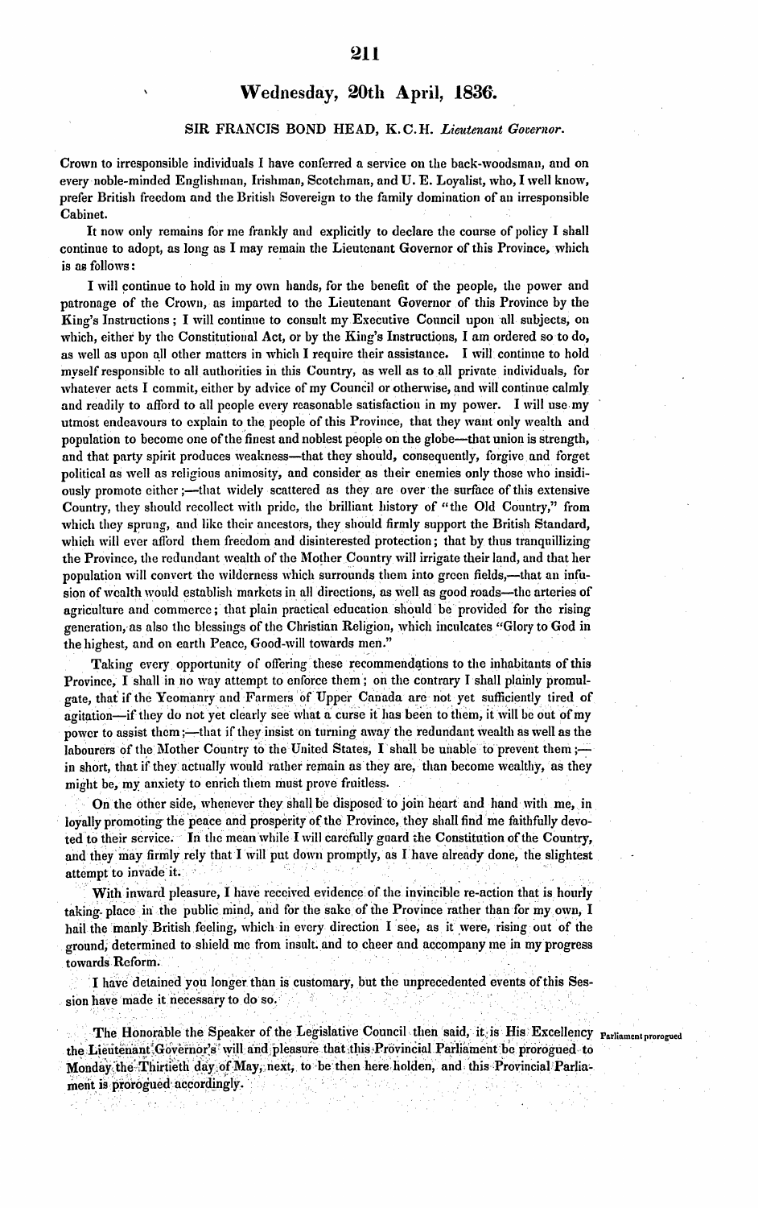## Wednesday, 20th April, 1836.

SIR FRANCIS BOND HEAD, K.C.H. *Lieutenant Governor.*

Crown to irresponsible individuals I have conferred a service on the back-woodsman, and on every noble-minded Englishman, Irishman, Scotchman, and U. E. Loyalist, who, I well know, prefer British freedom and the British Sovereign to the family domination of an irresponsible Cabinet.

It now only remains for me frankly and explicitly to declare the course of policy I shall continue to adopt, as long as I may remain the Lieutenant Governor of this Province, which is as follows:

I will continue to hold in my own hands, for the benefit of the people, the power and patronage of the Crown, as imparted to the Lieutenant Governor of this Province by the King's Instructions; I will continue to consult my Executive Council upon all subjects, on which, either by the Constitutional Act, or by the King's Instructions, I am ordered so to do, as well as upon all other matters in which I require their assistance. I will continue to hold myself responsible to all authorities in this Country, as well as to all private individuals, for whatever acts I commit, either by advice of my Council or otherwise, and will continue calmly and readily to afford to all people every reasonable satisfaction in my power. I will use my utmost endeavours to explain to the people of this Province, that they want only wealth and population to become one of the finest and noblest people on the globe—that union is strength, and that party spirit produces weakness—that they should, consequently, forgive and forget political as well as religious animosity, and consider as their enemies only those who insidiously promote either;—that widely scattered as they are over the surface of this extensive Country, they should recollect with pride, the brilliant history of "the Old Country," from which they sprung, and like their ancestors, they should firmly support the British Standard, which will ever afford them freedom and disinterested protection; that by thus tranquillizing the Province, the redundant wealth of the Mother Country will irrigate their land, and that her population will convert the wilderness which surrounds them into green fields,—that an infusion of wealth would establish markets in all directions, as well as good roads—the arteries of agriculture and commerce; that plain practical education should be provided for the rising generation, as also the blessings of the Christian Religion, which inculcates "Glory to God in the highest, and on earth Peace, Good-will towards men."

Taking every opportunity of offering these recommendations to the inhabitants of this Province, I shall in no way attempt to enforce them; on the contrary I shall plainly promulgate, that if the Yeomanry and Farmers of Upper Canada are not yet sufficiently tired of agitation—if they do not yet clearly see what a curse it has been to them, it will be out of my power to assist them;—that if they insist on turning away the redundant wealth as well as the labourers of the Mother Country to the United States, I shall be unable to prevent them;—in short, that if they actually would rather remain as they are, than become wealthy, as they might be, my anxiety to enrich them must prove fruitless.

On the other side, whenever they shall be disposed to join heart and hand with me, in loyally promoting the peace and prosperity of the Province, they shall find me faithfully devoted to their service. In the mean while I will carefully guard the Constitution of the Country, and they may firmly rely that I will put down promptly, as I have already done, the slightest attempt to invade it.

With inward pleasure, I have received evidence of the invincible re-action that is hourly taking place in the public mind, and for the sake of the Province rather than for my own, I hail the manly British feeling, which in every direction I see, as it were, rising out of the ground, determined to shield me from insult, and to cheer and accompany me in my progress towards Reform.

I have detained you longer than is customary, but the unprecedented events of this Session have made it necessary to do so.

The Honorable the Speaker of the Legislative Council then said, it is His Excellency the Lieutenant Governor's will and pleasure that this Provincial Parliament be prorogued to Monday the Thirtieth day of May, next, to be then here holden, and this Provincial Parliament is prorogued accordingly.

Parliament prorogued